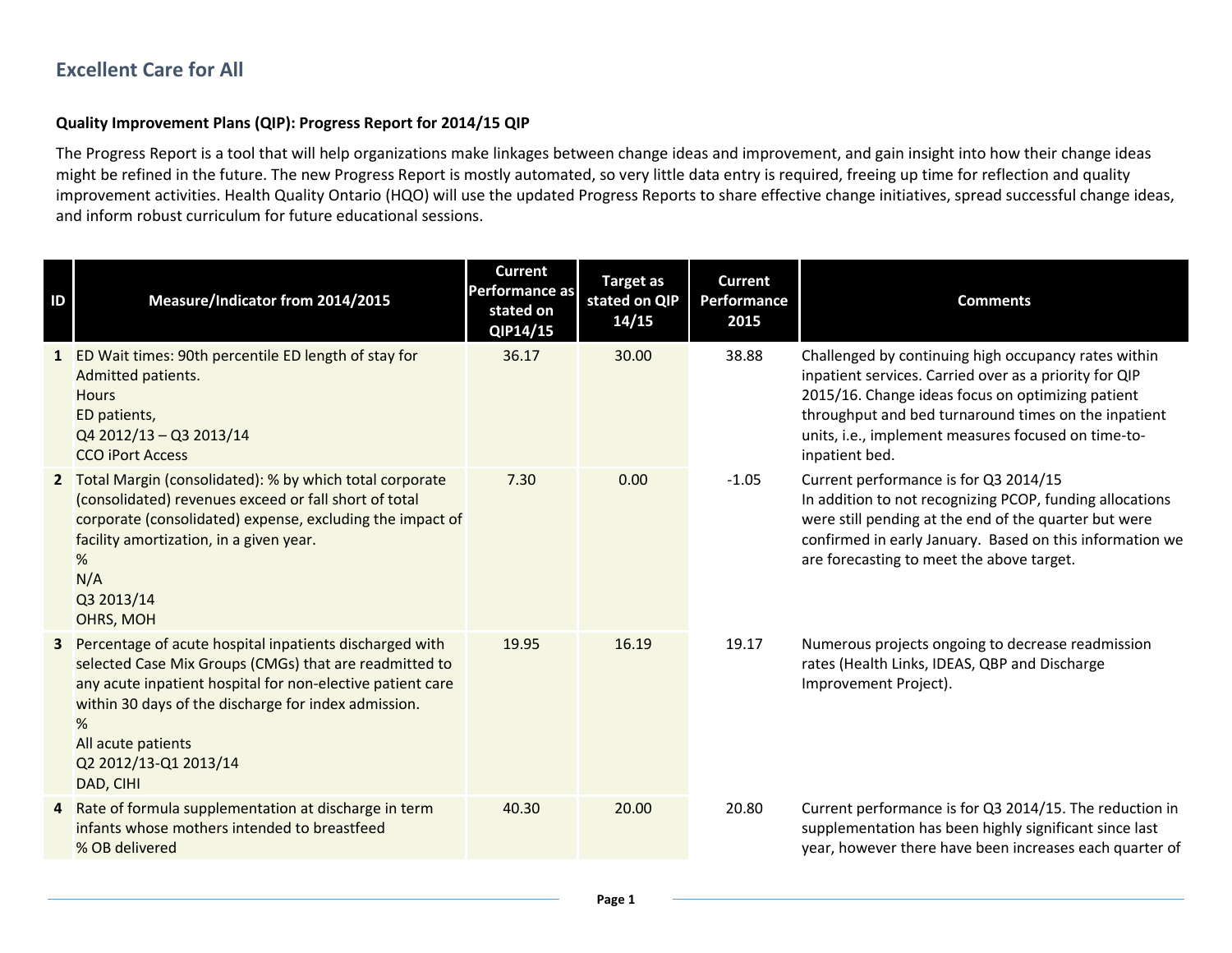## Excellent Care for All

**Quality Improvement Plans (QIP): Progress Report for 2014/15 QIP**

The Progress Report is a tool that will help organizations make linkages between change ideas and improvement, and gain insight into how their change ideas might be refined in the future. The new Progress Report is mostly automated, so very little data entry is required, freeing up time for reflection and quality improvement activities. Health Quality Ontario (HQO) will use the updated Progress Reports to share effective change initiatives, spread successful change ideas, and inform robust curriculum for future educational sessions.

| ID | Measure/Indicator from 2014/2015 | Current Performance as stated on QIP14/15 | Target as stated on QIP 14/15 | Current Performance 2015 | Comments |
|---|---|---|---|---|---|
| 1 | ED Wait times: 90th percentile ED length of stay for Admitted patients.<br>Hours<br>ED patients,<br>Q4 2012/13 – Q3 2013/14<br>CCO iPort Access | 36.17 | 30.00 | 38.88 | Challenged by continuing high occupancy rates within inpatient services. Carried over as a priority for QIP 2015/16. Change ideas focus on optimizing patient throughput and bed turnaround times on the inpatient units, i.e., implement measures focused on time-to-inpatient bed. |
| 2 | Total Margin (consolidated): % by which total corporate (consolidated) revenues exceed or fall short of total corporate (consolidated) expense, excluding the impact of facility amortization, in a given year.<br>%<br>N/A<br>Q3 2013/14<br>OHRS, MOH | 7.30 | 0.00 | -1.05 | Current performance is for Q3 2014/15<br>In addition to not recognizing PCOP, funding allocations were still pending at the end of the quarter but were confirmed in early January. Based on this information we are forecasting to meet the above target. |
| 3 | Percentage of acute hospital inpatients discharged with selected Case Mix Groups (CMGs) that are readmitted to any acute inpatient hospital for non-elective patient care within 30 days of the discharge for index admission.<br>%<br>All acute patients<br>Q2 2012/13-Q1 2013/14<br>DAD, CIHI | 19.95 | 16.19 | 19.17 | Numerous projects ongoing to decrease readmission rates (Health Links, IDEAS, QBP and Discharge Improvement Project). |
| 4 | Rate of formula supplementation at discharge in term infants whose mothers intended to breastfeed<br>% OB delivered | 40.30 | 20.00 | 20.80 | Current performance is for Q3 2014/15. The reduction in supplementation has been highly significant since last year, however there have been increases each quarter of |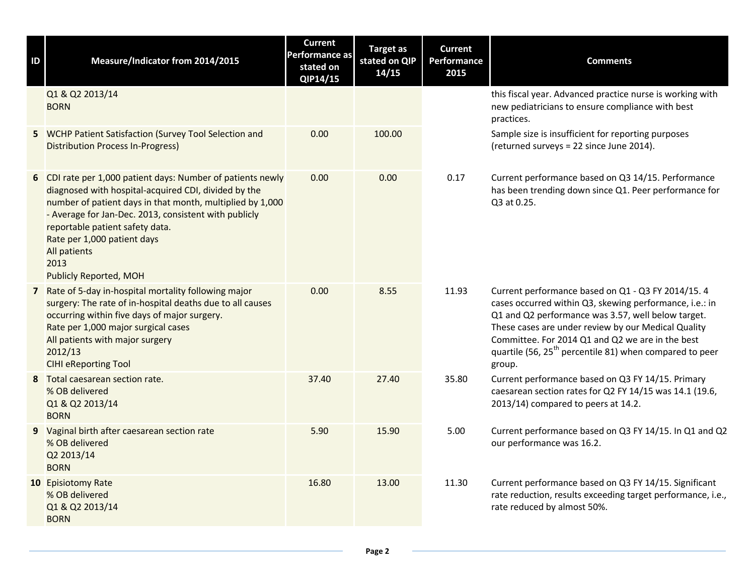| ID | Measure/Indicator from 2014/2015 | Current Performance as stated on QIP14/15 | Target as stated on QIP 14/15 | Current Performance 2015 | Comments |
|---|---|---|---|---|---|
| | Q1 & Q2 2013/14<br>BORN | | | | this fiscal year. Advanced practice nurse is working with new pediatricians to ensure compliance with best practices. |
| 5 | WCHP Patient Satisfaction (Survey Tool Selection and Distribution Process In-Progress) | 0.00 | 100.00 | | Sample size is insufficient for reporting purposes (returned surveys = 22 since June 2014). |
| 6 | CDI rate per 1,000 patient days: Number of patients newly diagnosed with hospital-acquired CDI, divided by the number of patient days in that month, multiplied by 1,000 - Average for Jan-Dec. 2013, consistent with publicly reportable patient safety data.<br>Rate per 1,000 patient days<br>All patients<br>2013<br>Publicly Reported, MOH | 0.00 | 0.00 | 0.17 | Current performance based on Q3 14/15. Performance has been trending down since Q1. Peer performance for Q3 at 0.25. |
| 7 | Rate of 5-day in-hospital mortality following major surgery: The rate of in-hospital deaths due to all causes occurring within five days of major surgery.<br>Rate per 1,000 major surgical cases<br>All patients with major surgery<br>2012/13<br>CIHI eReporting Tool | 0.00 | 8.55 | 11.93 | Current performance based on Q1 - Q3 FY 2014/15. 4 cases occurred within Q3, skewing performance, i.e.: in Q1 and Q2 performance was 3.57, well below target. These cases are under review by our Medical Quality Committee. For 2014 Q1 and Q2 we are in the best quartile (56, 25th percentile 81) when compared to peer group. |
| 8 | Total caesarean section rate.<br>% OB delivered<br>Q1 & Q2 2013/14<br>BORN | 37.40 | 27.40 | 35.80 | Current performance based on Q3 FY 14/15. Primary caesarean section rates for Q2 FY 14/15 was 14.1 (19.6, 2013/14) compared to peers at 14.2. |
| 9 | Vaginal birth after caesarean section rate<br>% OB delivered<br>Q2 2013/14<br>BORN | 5.90 | 15.90 | 5.00 | Current performance based on Q3 FY 14/15. In Q1 and Q2 our performance was 16.2. |
| 10 | Episiotomy Rate<br>% OB delivered<br>Q1 & Q2 2013/14<br>BORN | 16.80 | 13.00 | 11.30 | Current performance based on Q3 FY 14/15. Significant rate reduction, results exceeding target performance, i.e., rate reduced by almost 50%. |